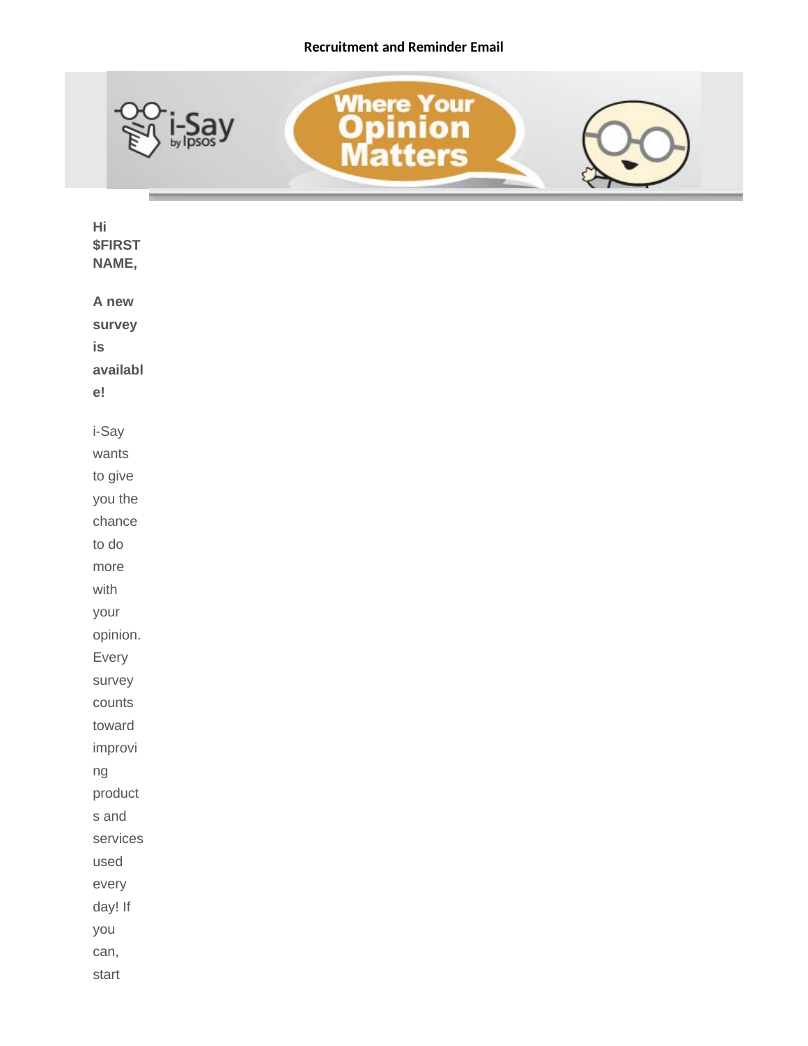**Recruitment and Reminder Email**

**Hi $FIRST NAME,**

**A new survey is available!**

i-Say wants to give you the chance to do more with your opinion. Every survey counts toward improving products and services used every day! If you can, start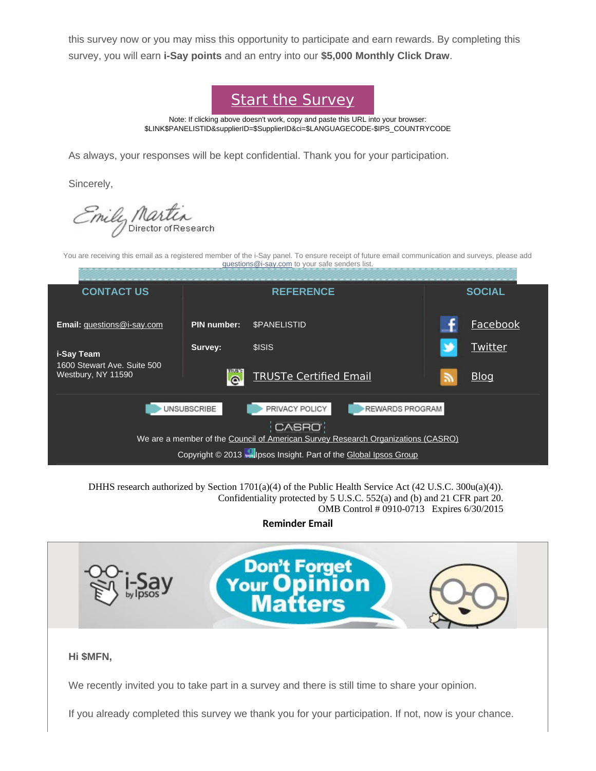this survey now or you may miss this opportunity to participate and earn rewards. By completing this survey, you will earn **i-Say points** and an entry into our **$5,000 Monthly Click Draw**.

Start the Survey

Note: If clicking above doesn't work, copy and paste this URL into your browser:
$LINK$PANELISTID&supplierID=$SupplierID&ci=$LANGUAGECODE-$IPS_COUNTRYCODE

As always, your responses will be kept confidential. Thank you for your participation.

Sincerely,

Emily Martin
Director of Research

You are receiving this email as a registered member of the i-Say panel. To ensure receipt of future email communication and surveys, please add questions@i-say.com to your safe senders list.

| CONTACT US | REFERENCE | | SOCIAL |
|---|---|---|---|
| **Email:** questions@i-say.com | **PIN number:** | $PANELISTID | Facebook |
| **i-Say Team** 1600 Stewart Ave. Suite 500 Westbury, NY 11590 | **Survey:** | $ISIS | Twitter |
| | | TRUSTe Certified Email | Blog |

UNSUBSCRIBE | PRIVACY POLICY | REWARDS PROGRAM

CASRO

We are a member of the Council of American Survey Research Organizations (CASRO)

Copyright © 2013 Ipsos Insight. Part of the Global Ipsos Group

DHHS research authorized by Section 1701(a)(4) of the Public Health Service Act (42 U.S.C. 300u(a)(4)).
Confidentiality protected by 5 U.S.C. 552(a) and (b) and 21 CFR part 20.
OMB Control # 0910-0713 Expires 6/30/2015

**Reminder Email**

i-Say by Ipsos — Don't Forget Your Opinion Matters

**Hi $MFN,**

We recently invited you to take part in a survey and there is still time to share your opinion.

If you already completed this survey we thank you for your participation. If not, now is your chance.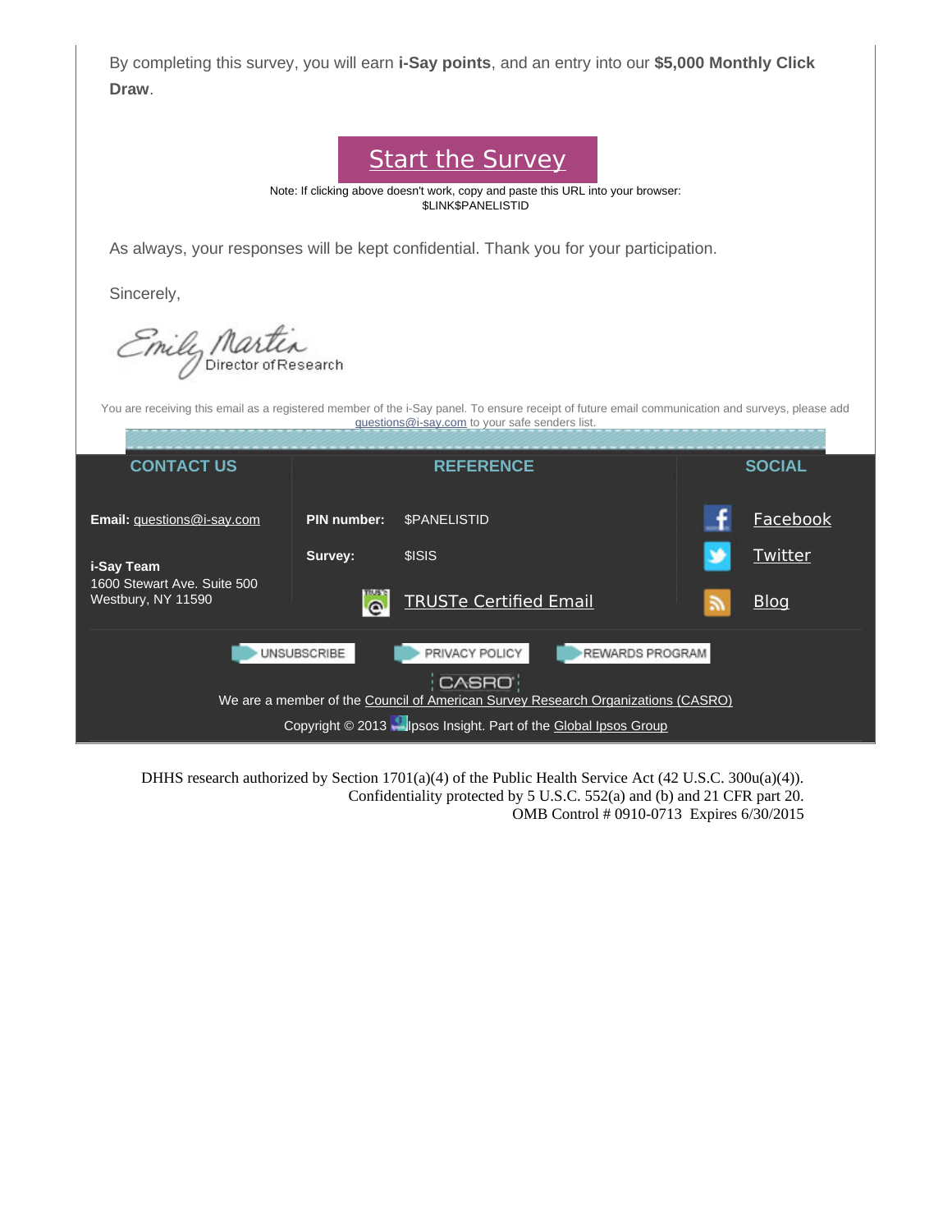By completing this survey, you will earn **i-Say points**, and an entry into our **$5,000 Monthly Click Draw**.

Start the Survey

Note: If clicking above doesn't work, copy and paste this URL into your browser:
$LINK$PANELISTID

As always, your responses will be kept confidential. Thank you for your participation.

Sincerely,

Emily Martin
Director of Research

You are receiving this email as a registered member of the i-Say panel. To ensure receipt of future email communication and surveys, please add questions@i-say.com to your safe senders list.

| CONTACT US | REFERENCE | | SOCIAL |
| --- | --- | --- | --- |
| **Email:** questions@i-say.com | **PIN number:** | $PANELISTID | Facebook |
| **i-Say Team** 1600 Stewart Ave. Suite 500 Westbury, NY 11590 | **Survey:** | $ISIS | Twitter |
| | | TRUSTe Certified Email | Blog |

UNSUBSCRIBE    PRIVACY POLICY    REWARDS PROGRAM

CASRO

We are a member of the Council of American Survey Research Organizations (CASRO)

Copyright © 2013 Ipsos Insight. Part of the Global Ipsos Group

DHHS research authorized by Section 1701(a)(4) of the Public Health Service Act (42 U.S.C. 300u(a)(4)).
Confidentiality protected by 5 U.S.C. 552(a) and (b) and 21 CFR part 20.
OMB Control # 0910-0713 Expires 6/30/2015